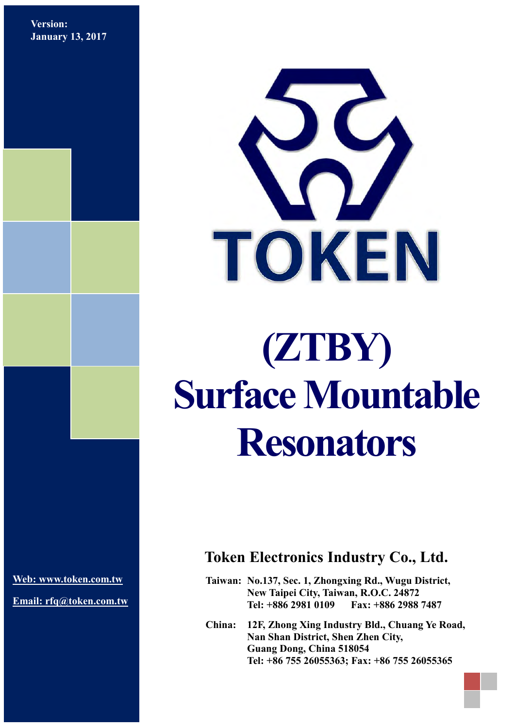Version:
January 13, 2017

TOKEN

# (ZTBY)
# Surface Mountable Resonators

Web: www.token.com.tw

Email: rfq@token.com.tw

## Token Electronics Industry Co., Ltd.

**Taiwan:** No.137, Sec. 1, Zhongxing Rd., Wugu District,
New Taipei City, Taiwan, R.O.C. 24872
Tel: +886 2981 0109 Fax: +886 2988 7487

**China:** 12F, Zhong Xing Industry Bld., Chuang Ye Road,
Nan Shan District, Shen Zhen City,
Guang Dong, China 518054
Tel: +86 755 26055363; Fax: +86 755 26055365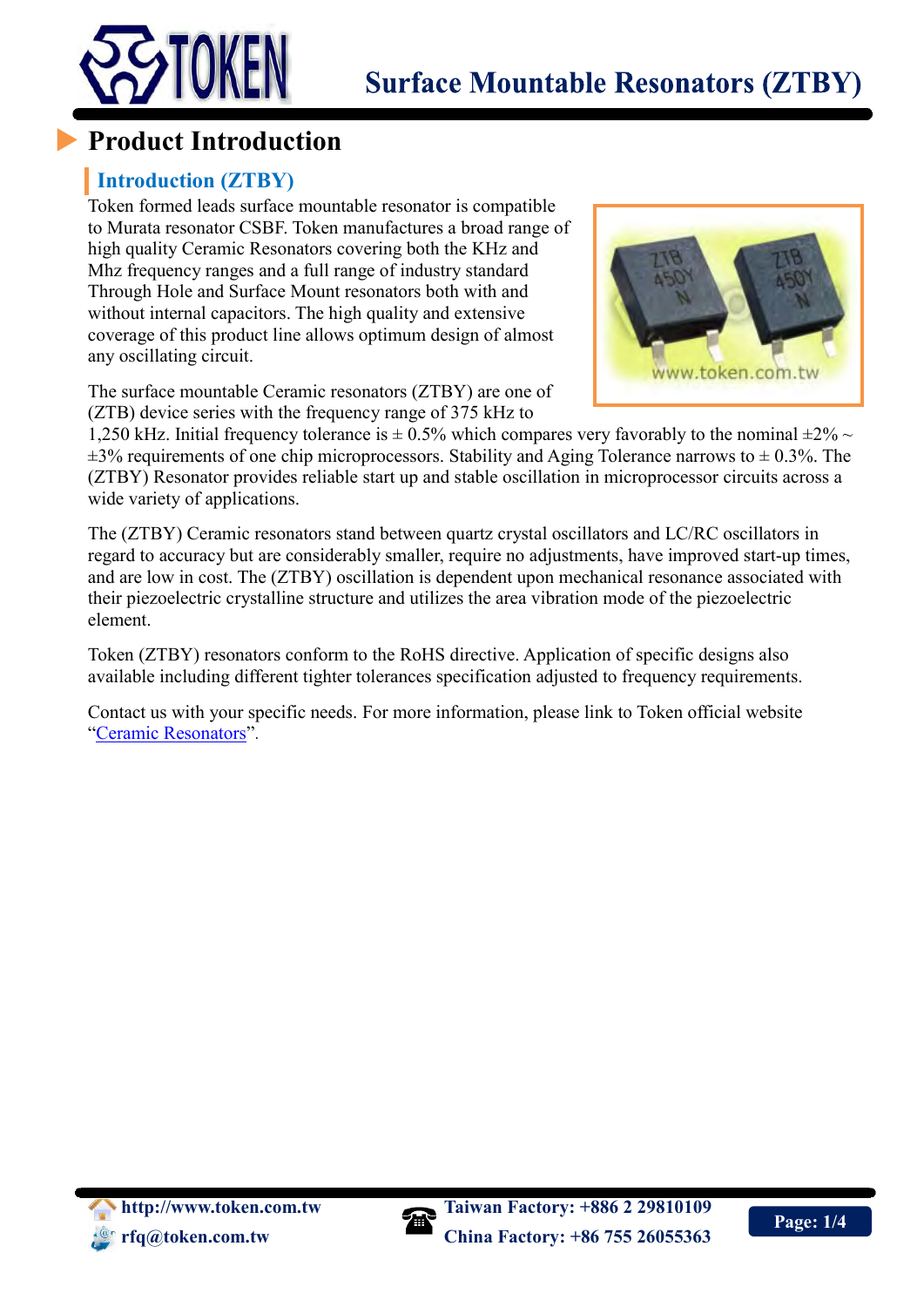# Surface Mountable Resonators (ZTBY)

## Product Introduction

### Introduction (ZTBY)

Token formed leads surface mountable resonator is compatible to Murata resonator CSBF. Token manufactures a broad range of high quality Ceramic Resonators covering both the KHz and Mhz frequency ranges and a full range of industry standard Through Hole and Surface Mount resonators both with and without internal capacitors. The high quality and extensive coverage of this product line allows optimum design of almost any oscillating circuit.

The surface mountable Ceramic resonators (ZTBY) are one of (ZTB) device series with the frequency range of 375 kHz to 1,250 kHz. Initial frequency tolerance is ± 0.5% which compares very favorably to the nominal ±2% ~ ±3% requirements of one chip microprocessors. Stability and Aging Tolerance narrows to ± 0.3%. The (ZTBY) Resonator provides reliable start up and stable oscillation in microprocessor circuits across a wide variety of applications.

The (ZTBY) Ceramic resonators stand between quartz crystal oscillators and LC/RC oscillators in regard to accuracy but are considerably smaller, require no adjustments, have improved start-up times, and are low in cost. The (ZTBY) oscillation is dependent upon mechanical resonance associated with their piezoelectric crystalline structure and utilizes the area vibration mode of the piezoelectric element.

Token (ZTBY) resonators conform to the RoHS directive. Application of specific designs also available including different tighter tolerances specification adjusted to frequency requirements.

Contact us with your specific needs. For more information, please link to Token official website "Ceramic Resonators".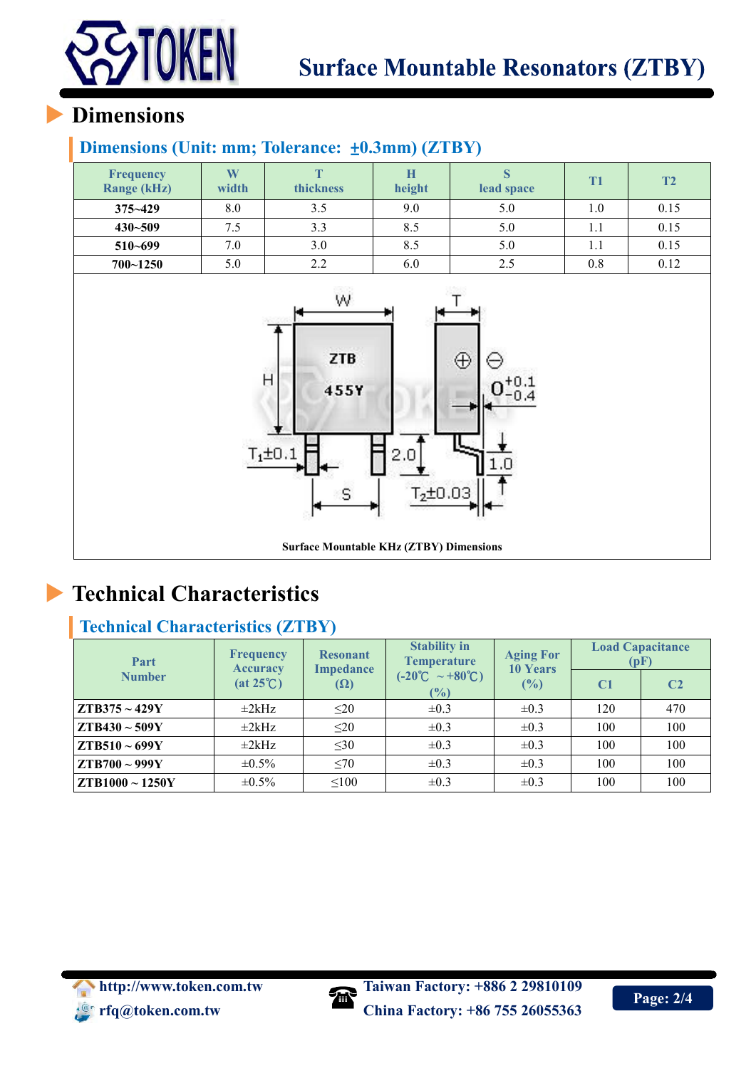## Dimensions

### Dimensions (Unit: mm; Tolerance: ±0.3mm) (ZTBY)

| Frequency Range (kHz) | W width | T thickness | H height | S lead space | T1 | T2 |
|---|---|---|---|---|---|---|
| 375~429 | 8.0 | 3.5 | 9.0 | 5.0 | 1.0 | 0.15 |
| 430~509 | 7.5 | 3.3 | 8.5 | 5.0 | 1.1 | 0.15 |
| 510~699 | 7.0 | 3.0 | 8.5 | 5.0 | 1.1 | 0.15 |
| 700~1250 | 5.0 | 2.2 | 6.0 | 2.5 | 0.8 | 0.12 |

Surface Mountable KHz (ZTBY) Dimensions

## Technical Characteristics

### Technical Characteristics (ZTBY)

| Part Number | Frequency Accuracy (at 25℃) | Resonant Impedance (Ω) | Stability in Temperature (-20℃ ~+80℃) (%) | Aging For 10 Years (%) | Load Capacitance (pF) | |
|---|---|---|---|---|---|---|
| | | | | | C1 | C2 |
| ZTB375 ~ 429Y | ±2kHz | ≤20 | ±0.3 | ±0.3 | 120 | 470 |
| ZTB430 ~ 509Y | ±2kHz | ≤20 | ±0.3 | ±0.3 | 100 | 100 |
| ZTB510 ~ 699Y | ±2kHz | ≤30 | ±0.3 | ±0.3 | 100 | 100 |
| ZTB700 ~ 999Y | ±0.5% | ≤70 | ±0.3 | ±0.3 | 100 | 100 |
| ZTB1000 ~ 1250Y | ±0.5% | ≤100 | ±0.3 | ±0.3 | 100 | 100 |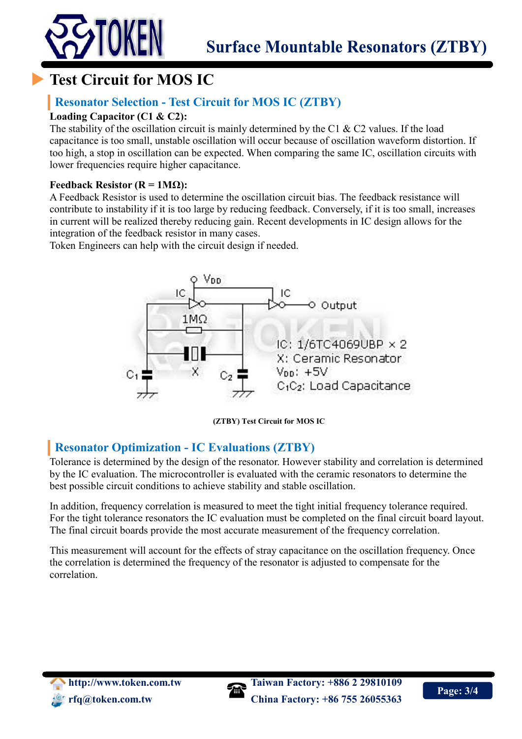# Test Circuit for MOS IC

## Resonator Selection - Test Circuit for MOS IC (ZTBY)

**Loading Capacitor (C1 & C2):**

The stability of the oscillation circuit is mainly determined by the C1 & C2 values. If the load capacitance is too small, unstable oscillation will occur because of oscillation waveform distortion. If too high, a stop in oscillation can be expected. When comparing the same IC, oscillation circuits with lower frequencies require higher capacitance.

**Feedback Resistor (R = 1MΩ):**

A Feedback Resistor is used to determine the oscillation circuit bias. The feedback resistance will contribute to instability if it is too large by reducing feedback. Conversely, if it is too small, increases in current will be realized thereby reducing gain. Recent developments in IC design allows for the integration of the feedback resistor in many cases.

Token Engineers can help with the circuit design if needed.

IC: 1/6TC4069UBP × 2
X: Ceramic Resonator
$V_{DD}$: +5V
$C_1C_2$: Load Capacitance

(ZTBY) Test Circuit for MOS IC

## Resonator Optimization - IC Evaluations (ZTBY)

Tolerance is determined by the design of the resonator. However stability and correlation is determined by the IC evaluation. The microcontroller is evaluated with the ceramic resonators to determine the best possible circuit conditions to achieve stability and stable oscillation.

In addition, frequency correlation is measured to meet the tight initial frequency tolerance required. For the tight tolerance resonators the IC evaluation must be completed on the final circuit board layout. The final circuit boards provide the most accurate measurement of the frequency correlation.

This measurement will account for the effects of stray capacitance on the oscillation frequency. Once the correlation is determined the frequency of the resonator is adjusted to compensate for the correlation.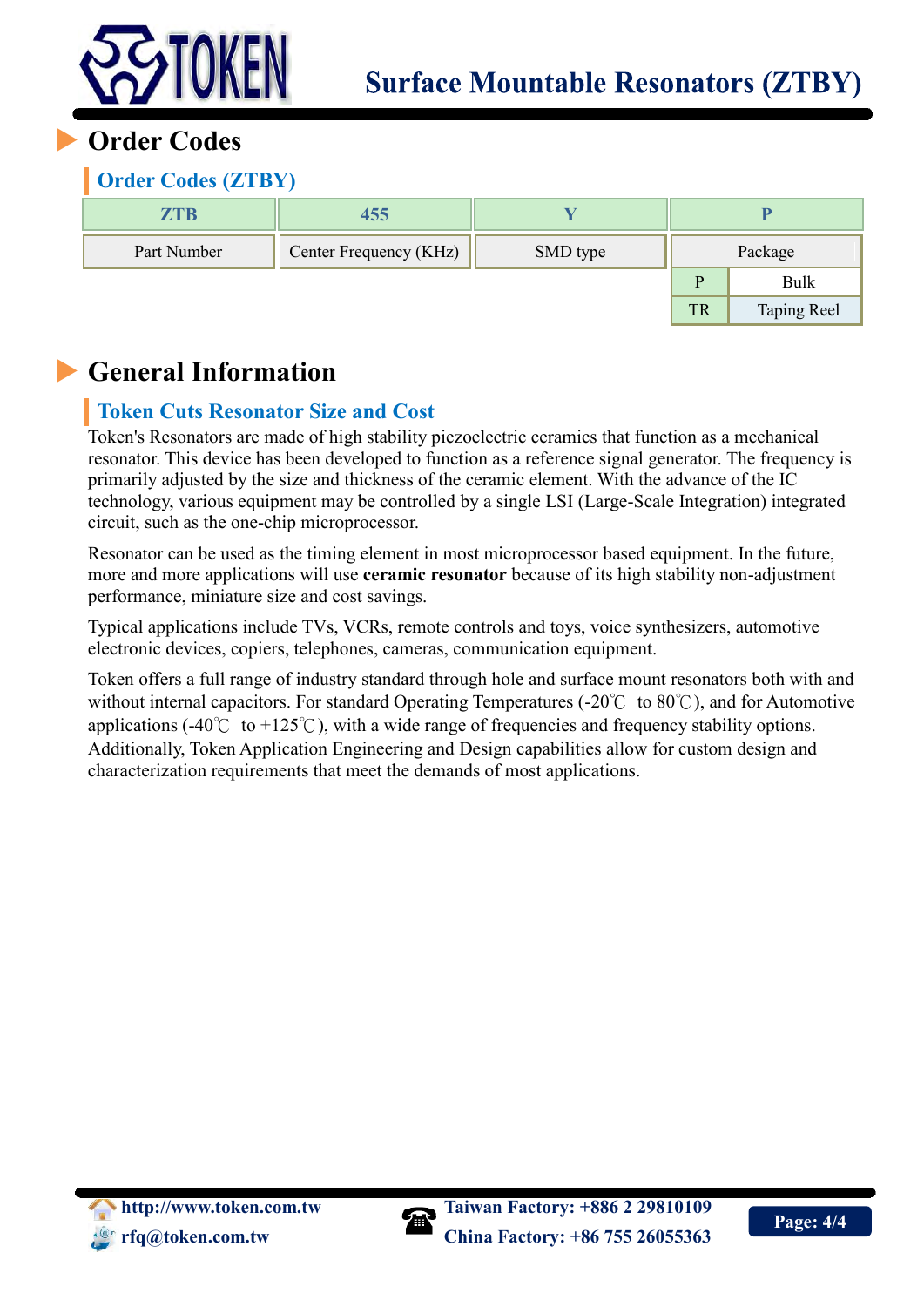# Order Codes

## Order Codes (ZTBY)

| ZTB | 455 | Y | P | |
|---|---|---|---|---|
| Part Number | Center Frequency (KHz) | SMD type | Package | |
| | | | P | Bulk |
| | | | TR | Taping Reel |

# General Information

## Token Cuts Resonator Size and Cost

Token's Resonators are made of high stability piezoelectric ceramics that function as a mechanical resonator. This device has been developed to function as a reference signal generator. The frequency is primarily adjusted by the size and thickness of the ceramic element. With the advance of the IC technology, various equipment may be controlled by a single LSI (Large-Scale Integration) integrated circuit, such as the one-chip microprocessor.

Resonator can be used as the timing element in most microprocessor based equipment. In the future, more and more applications will use **ceramic resonator** because of its high stability non-adjustment performance, miniature size and cost savings.

Typical applications include TVs, VCRs, remote controls and toys, voice synthesizers, automotive electronic devices, copiers, telephones, cameras, communication equipment.

Token offers a full range of industry standard through hole and surface mount resonators both with and without internal capacitors. For standard Operating Temperatures (-20℃ to 80℃), and for Automotive applications (-40℃ to +125℃), with a wide range of frequencies and frequency stability options. Additionally, Token Application Engineering and Design capabilities allow for custom design and characterization requirements that meet the demands of most applications.

http://www.token.com.tw
rfq@token.com.tw
Taiwan Factory: +886 2 29810109
China Factory: +86 755 26055363